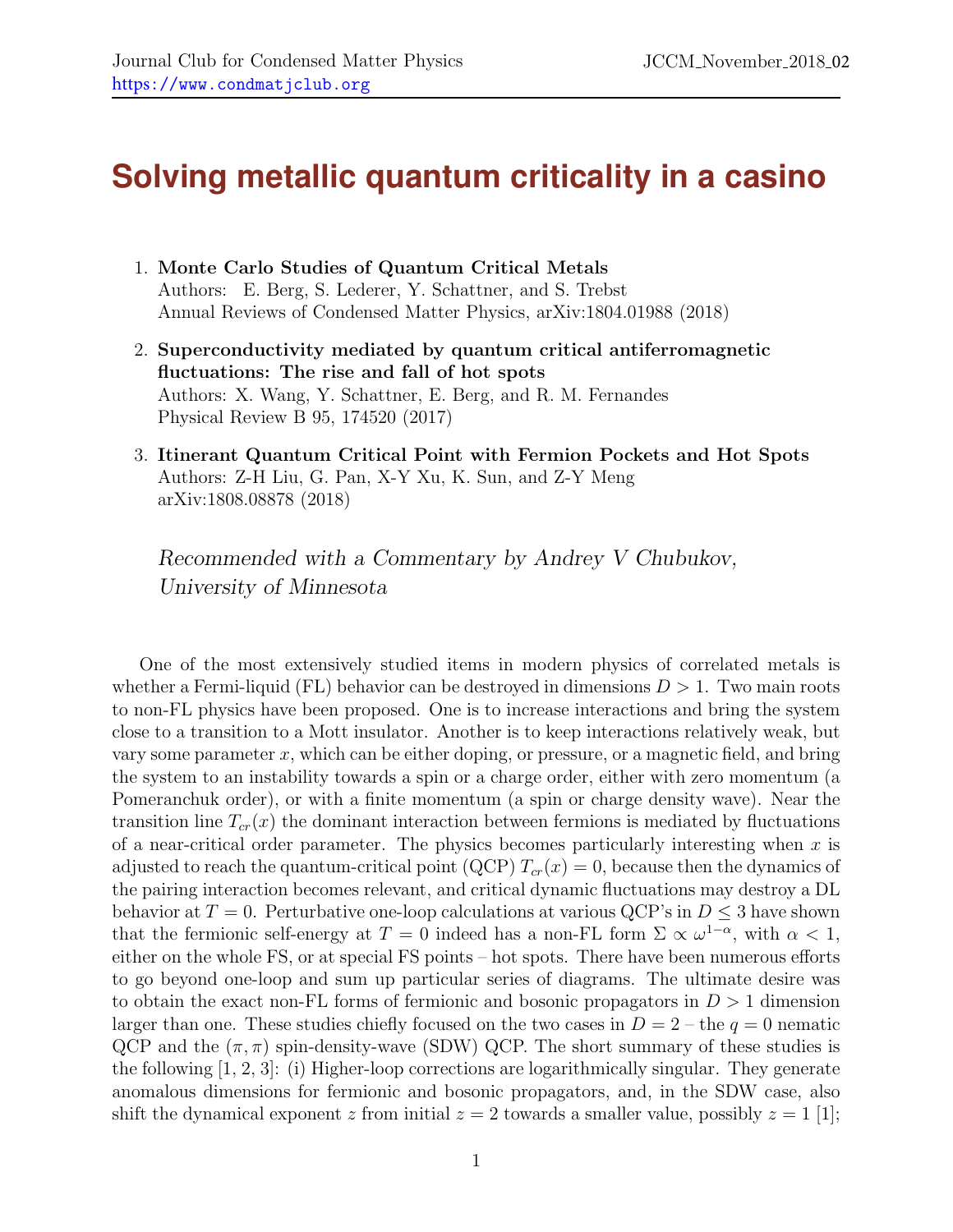# Solving metallic quantum criticality in a casino

1. **Monte Carlo Studies of Quantum Critical Metals**
   Authors: E. Berg, S. Lederer, Y. Schattner, and S. Trebst
   Annual Reviews of Condensed Matter Physics, arXiv:1804.01988 (2018)

2. **Superconductivity mediated by quantum critical antiferromagnetic fluctuations: The rise and fall of hot spots**
   Authors: X. Wang, Y. Schattner, E. Berg, and R. M. Fernandes
   Physical Review B 95, 174520 (2017)

3. **Itinerant Quantum Critical Point with Fermion Pockets and Hot Spots**
   Authors: Z-H Liu, G. Pan, X-Y Xu, K. Sun, and Z-Y Meng
   arXiv:1808.08878 (2018)

*Recommended with a Commentary by Andrey V Chubukov, University of Minnesota*

One of the most extensively studied items in modern physics of correlated metals is whether a Fermi-liquid (FL) behavior can be destroyed in dimensions $D > 1$. Two main roots to non-FL physics have been proposed. One is to increase interactions and bring the system close to a transition to a Mott insulator. Another is to keep interactions relatively weak, but vary some parameter $x$, which can be either doping, or pressure, or a magnetic field, and bring the system to an instability towards a spin or a charge order, either with zero momentum (a Pomeranchuk order), or with a finite momentum (a spin or charge density wave). Near the transition line $T_{cr}(x)$ the dominant interaction between fermions is mediated by fluctuations of a near-critical order parameter. The physics becomes particularly interesting when $x$ is adjusted to reach the quantum-critical point (QCP) $T_{cr}(x) = 0$, because then the dynamics of the pairing interaction becomes relevant, and critical dynamic fluctuations may destroy a DL behavior at $T = 0$. Perturbative one-loop calculations at various QCP's in $D \leq 3$ have shown that the fermionic self-energy at $T = 0$ indeed has a non-FL form $\Sigma \propto \omega^{1-\alpha}$, with $\alpha < 1$, either on the whole FS, or at special FS points – hot spots. There have been numerous efforts to go beyond one-loop and sum up particular series of diagrams. The ultimate desire was to obtain the exact non-FL forms of fermionic and bosonic propagators in $D > 1$ dimension larger than one. These studies chiefly focused on the two cases in $D = 2$ – the $q = 0$ nematic QCP and the $(\pi, \pi)$ spin-density-wave (SDW) QCP. The short summary of these studies is the following [1, 2, 3]: (i) Higher-loop corrections are logarithmically singular. They generate anomalous dimensions for fermionic and bosonic propagators, and, in the SDW case, also shift the dynamical exponent $z$ from initial $z = 2$ towards a smaller value, possibly $z = 1$ [1];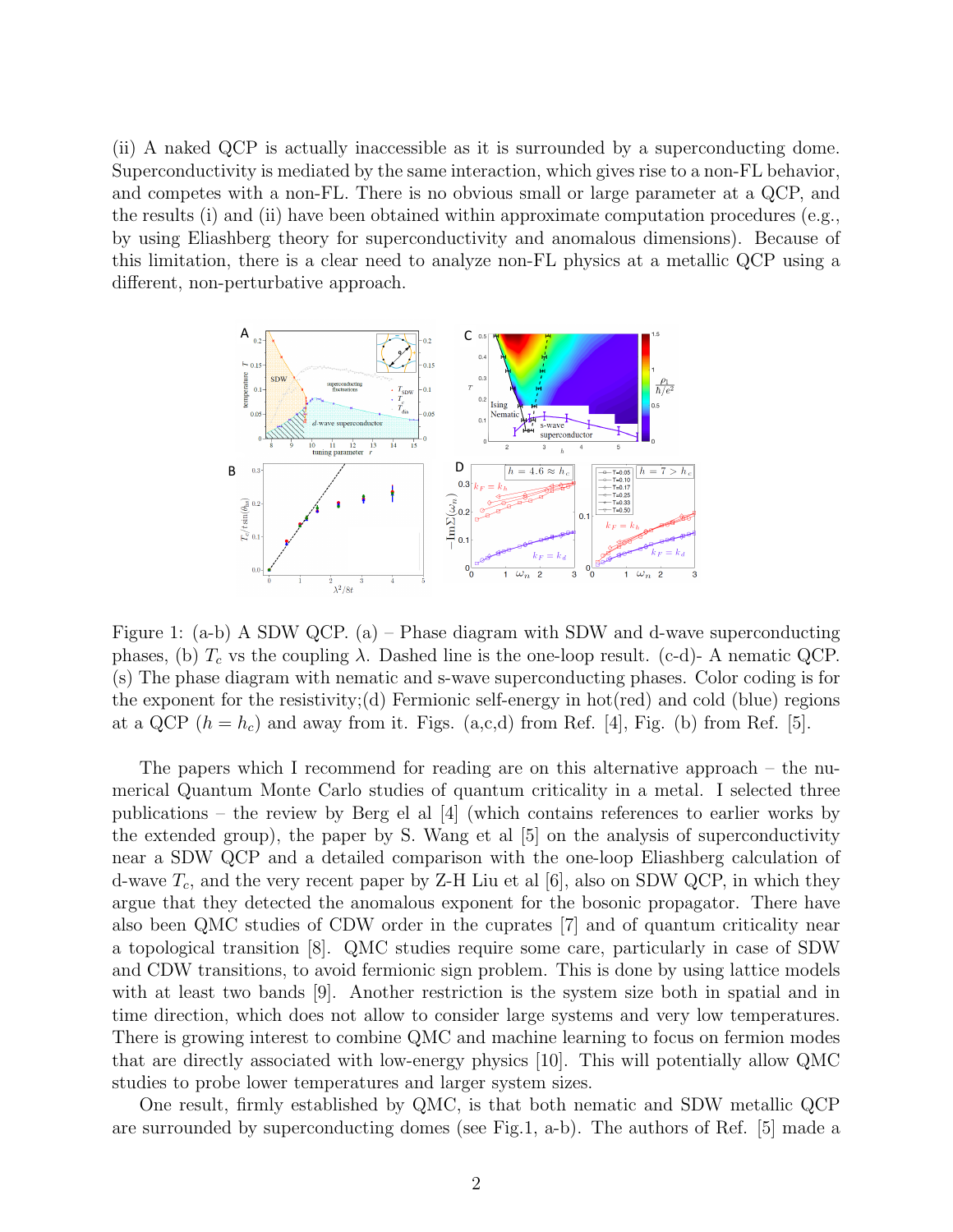(ii) A naked QCP is actually inaccessible as it is surrounded by a superconducting dome. Superconductivity is mediated by the same interaction, which gives rise to a non-FL behavior, and competes with a non-FL. There is no obvious small or large parameter at a QCP, and the results (i) and (ii) have been obtained within approximate computation procedures (e.g., by using Eliashberg theory for superconductivity and anomalous dimensions). Because of this limitation, there is a clear need to analyze non-FL physics at a metallic QCP using a different, non-perturbative approach.

Figure 1: (a-b) A SDW QCP. (a) – Phase diagram with SDW and d-wave superconducting phases, (b) $T_c$ vs the coupling $\lambda$. Dashed line is the one-loop result. (c-d)- A nematic QCP. (s) The phase diagram with nematic and s-wave superconducting phases. Color coding is for the exponent for the resistivity;(d) Fermionic self-energy in hot(red) and cold (blue) regions at a QCP ($h = h_c$) and away from it. Figs. (a,c,d) from Ref. [4], Fig. (b) from Ref. [5].

The papers which I recommend for reading are on this alternative approach – the numerical Quantum Monte Carlo studies of quantum criticality in a metal. I selected three publications – the review by Berg el al [4] (which contains references to earlier works by the extended group), the paper by S. Wang et al [5] on the analysis of superconductivity near a SDW QCP and a detailed comparison with the one-loop Eliashberg calculation of d-wave $T_c$, and the very recent paper by Z-H Liu et al [6], also on SDW QCP, in which they argue that they detected the anomalous exponent for the bosonic propagator. There have also been QMC studies of CDW order in the cuprates [7] and of quantum criticality near a topological transition [8]. QMC studies require some care, particularly in case of SDW and CDW transitions, to avoid fermionic sign problem. This is done by using lattice models with at least two bands [9]. Another restriction is the system size both in spatial and in time direction, which does not allow to consider large systems and very low temperatures. There is growing interest to combine QMC and machine learning to focus on fermion modes that are directly associated with low-energy physics [10]. This will potentially allow QMC studies to probe lower temperatures and larger system sizes.

One result, firmly established by QMC, is that both nematic and SDW metallic QCP are surrounded by superconducting domes (see Fig.1, a-b). The authors of Ref. [5] made a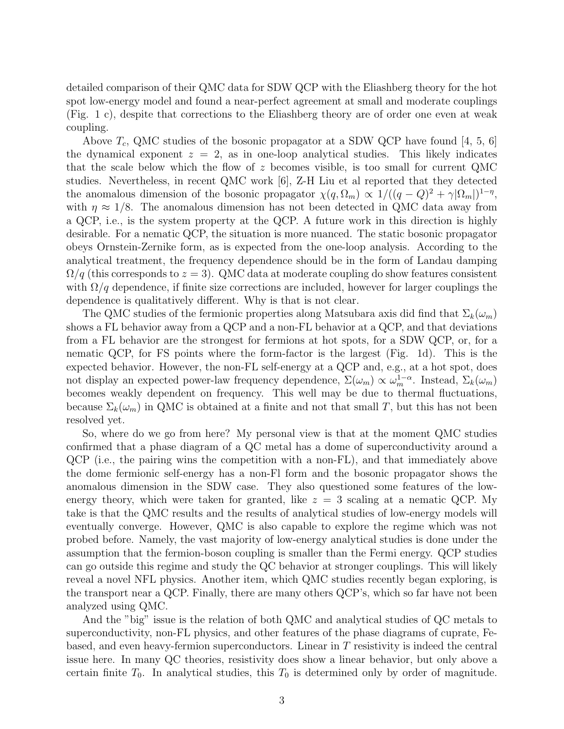detailed comparison of their QMC data for SDW QCP with the Eliashberg theory for the hot spot low-energy model and found a near-perfect agreement at small and moderate couplings (Fig. 1 c), despite that corrections to the Eliashberg theory are of order one even at weak coupling.

Above $T_c$, QMC studies of the bosonic propagator at a SDW QCP have found [4, 5, 6] the dynamical exponent $z = 2$, as in one-loop analytical studies. This likely indicates that the scale below which the flow of $z$ becomes visible, is too small for current QMC studies. Nevertheless, in recent QMC work [6], Z-H Liu et al reported that they detected the anomalous dimension of the bosonic propagator $\chi(q, \Omega_m) \propto 1/((q-Q)^2 + \gamma|\Omega_m|)^{1-\eta}$, with $\eta \approx 1/8$. The anomalous dimension has not been detected in QMC data away from a QCP, i.e., is the system property at the QCP. A future work in this direction is highly desirable. For a nematic QCP, the situation is more nuanced. The static bosonic propagator obeys Ornstein-Zernike form, as is expected from the one-loop analysis. According to the analytical treatment, the frequency dependence should be in the form of Landau damping $\Omega/q$ (this corresponds to $z = 3$). QMC data at moderate coupling do show features consistent with $\Omega/q$ dependence, if finite size corrections are included, however for larger couplings the dependence is qualitatively different. Why is that is not clear.

The QMC studies of the fermionic properties along Matsubara axis did find that $\Sigma_k(\omega_m)$ shows a FL behavior away from a QCP and a non-FL behavior at a QCP, and that deviations from a FL behavior are the strongest for fermions at hot spots, for a SDW QCP, or, for a nematic QCP, for FS points where the form-factor is the largest (Fig. 1d). This is the expected behavior. However, the non-FL self-energy at a QCP and, e.g., at a hot spot, does not display an expected power-law frequency dependence, $\Sigma(\omega_m) \propto \omega_m^{1-\alpha}$. Instead, $\Sigma_k(\omega_m)$ becomes weakly dependent on frequency. This well may be due to thermal fluctuations, because $\Sigma_k(\omega_m)$ in QMC is obtained at a finite and not that small $T$, but this has not been resolved yet.

So, where do we go from here? My personal view is that at the moment QMC studies confirmed that a phase diagram of a QC metal has a dome of superconductivity around a QCP (i.e., the pairing wins the competition with a non-FL), and that immediately above the dome fermionic self-energy has a non-Fl form and the bosonic propagator shows the anomalous dimension in the SDW case. They also questioned some features of the low-energy theory, which were taken for granted, like $z = 3$ scaling at a nematic QCP. My take is that the QMC results and the results of analytical studies of low-energy models will eventually converge. However, QMC is also capable to explore the regime which was not probed before. Namely, the vast majority of low-energy analytical studies is done under the assumption that the fermion-boson coupling is smaller than the Fermi energy. QCP studies can go outside this regime and study the QC behavior at stronger couplings. This will likely reveal a novel NFL physics. Another item, which QMC studies recently began exploring, is the transport near a QCP. Finally, there are many others QCP's, which so far have not been analyzed using QMC.

And the "big" issue is the relation of both QMC and analytical studies of QC metals to superconductivity, non-FL physics, and other features of the phase diagrams of cuprate, Fe-based, and even heavy-fermion superconductors. Linear in $T$ resistivity is indeed the central issue here. In many QC theories, resistivity does show a linear behavior, but only above a certain finite $T_0$. In analytical studies, this $T_0$ is determined only by order of magnitude.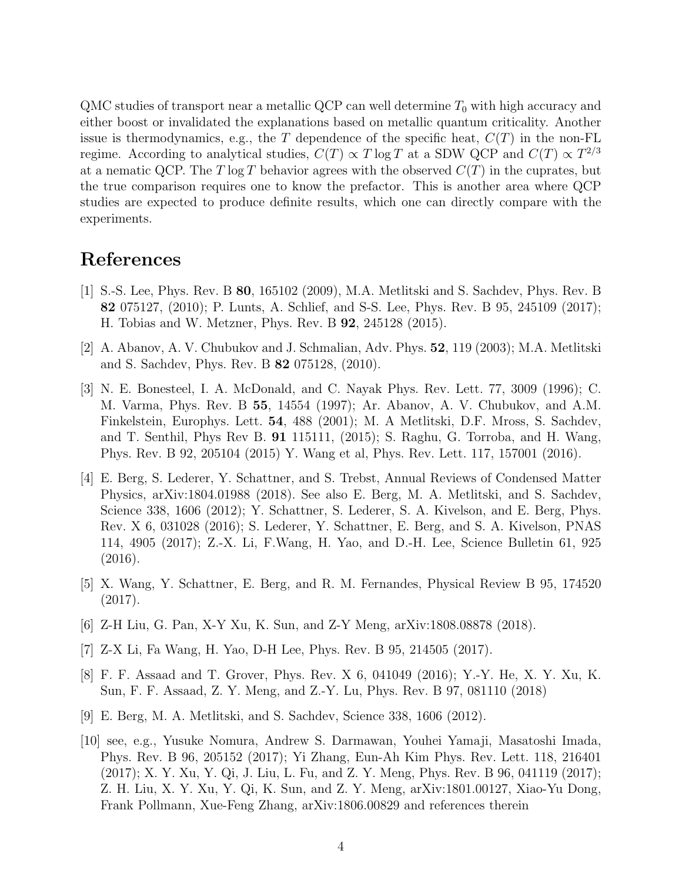QMC studies of transport near a metallic QCP can well determine $T_0$ with high accuracy and either boost or invalidated the explanations based on metallic quantum criticality. Another issue is thermodynamics, e.g., the $T$ dependence of the specific heat, $C(T)$ in the non-FL regime. According to analytical studies, $C(T) \propto T \log T$ at a SDW QCP and $C(T) \propto T^{2/3}$ at a nematic QCP. The $T \log T$ behavior agrees with the observed $C(T)$ in the cuprates, but the true comparison requires one to know the prefactor. This is another area where QCP studies are expected to produce definite results, which one can directly compare with the experiments.

# References

[1] S.-S. Lee, Phys. Rev. B **80**, 165102 (2009), M.A. Metlitski and S. Sachdev, Phys. Rev. B **82** 075127, (2010); P. Lunts, A. Schlief, and S-S. Lee, Phys. Rev. B 95, 245109 (2017); H. Tobias and W. Metzner, Phys. Rev. B **92**, 245128 (2015).

[2] A. Abanov, A. V. Chubukov and J. Schmalian, Adv. Phys. **52**, 119 (2003); M.A. Metlitski and S. Sachdev, Phys. Rev. B **82** 075128, (2010).

[3] N. E. Bonesteel, I. A. McDonald, and C. Nayak Phys. Rev. Lett. 77, 3009 (1996); C. M. Varma, Phys. Rev. B **55**, 14554 (1997); Ar. Abanov, A. V. Chubukov, and A.M. Finkelstein, Europhys. Lett. **54**, 488 (2001); M. A Metlitski, D.F. Mross, S. Sachdev, and T. Senthil, Phys Rev B. **91** 115111, (2015); S. Raghu, G. Torroba, and H. Wang, Phys. Rev. B 92, 205104 (2015) Y. Wang et al, Phys. Rev. Lett. 117, 157001 (2016).

[4] E. Berg, S. Lederer, Y. Schattner, and S. Trebst, Annual Reviews of Condensed Matter Physics, arXiv:1804.01988 (2018). See also E. Berg, M. A. Metlitski, and S. Sachdev, Science 338, 1606 (2012); Y. Schattner, S. Lederer, S. A. Kivelson, and E. Berg, Phys. Rev. X 6, 031028 (2016); S. Lederer, Y. Schattner, E. Berg, and S. A. Kivelson, PNAS 114, 4905 (2017); Z.-X. Li, F.Wang, H. Yao, and D.-H. Lee, Science Bulletin 61, 925 (2016).

[5] X. Wang, Y. Schattner, E. Berg, and R. M. Fernandes, Physical Review B 95, 174520 (2017).

[6] Z-H Liu, G. Pan, X-Y Xu, K. Sun, and Z-Y Meng, arXiv:1808.08878 (2018).

[7] Z-X Li, Fa Wang, H. Yao, D-H Lee, Phys. Rev. B 95, 214505 (2017).

[8] F. F. Assaad and T. Grover, Phys. Rev. X 6, 041049 (2016); Y.-Y. He, X. Y. Xu, K. Sun, F. F. Assaad, Z. Y. Meng, and Z.-Y. Lu, Phys. Rev. B 97, 081110 (2018)

[9] E. Berg, M. A. Metlitski, and S. Sachdev, Science 338, 1606 (2012).

[10] see, e.g., Yusuke Nomura, Andrew S. Darmawan, Youhei Yamaji, Masatoshi Imada, Phys. Rev. B 96, 205152 (2017); Yi Zhang, Eun-Ah Kim Phys. Rev. Lett. 118, 216401 (2017); X. Y. Xu, Y. Qi, J. Liu, L. Fu, and Z. Y. Meng, Phys. Rev. B 96, 041119 (2017); Z. H. Liu, X. Y. Xu, Y. Qi, K. Sun, and Z. Y. Meng, arXiv:1801.00127, Xiao-Yu Dong, Frank Pollmann, Xue-Feng Zhang, arXiv:1806.00829 and references therein